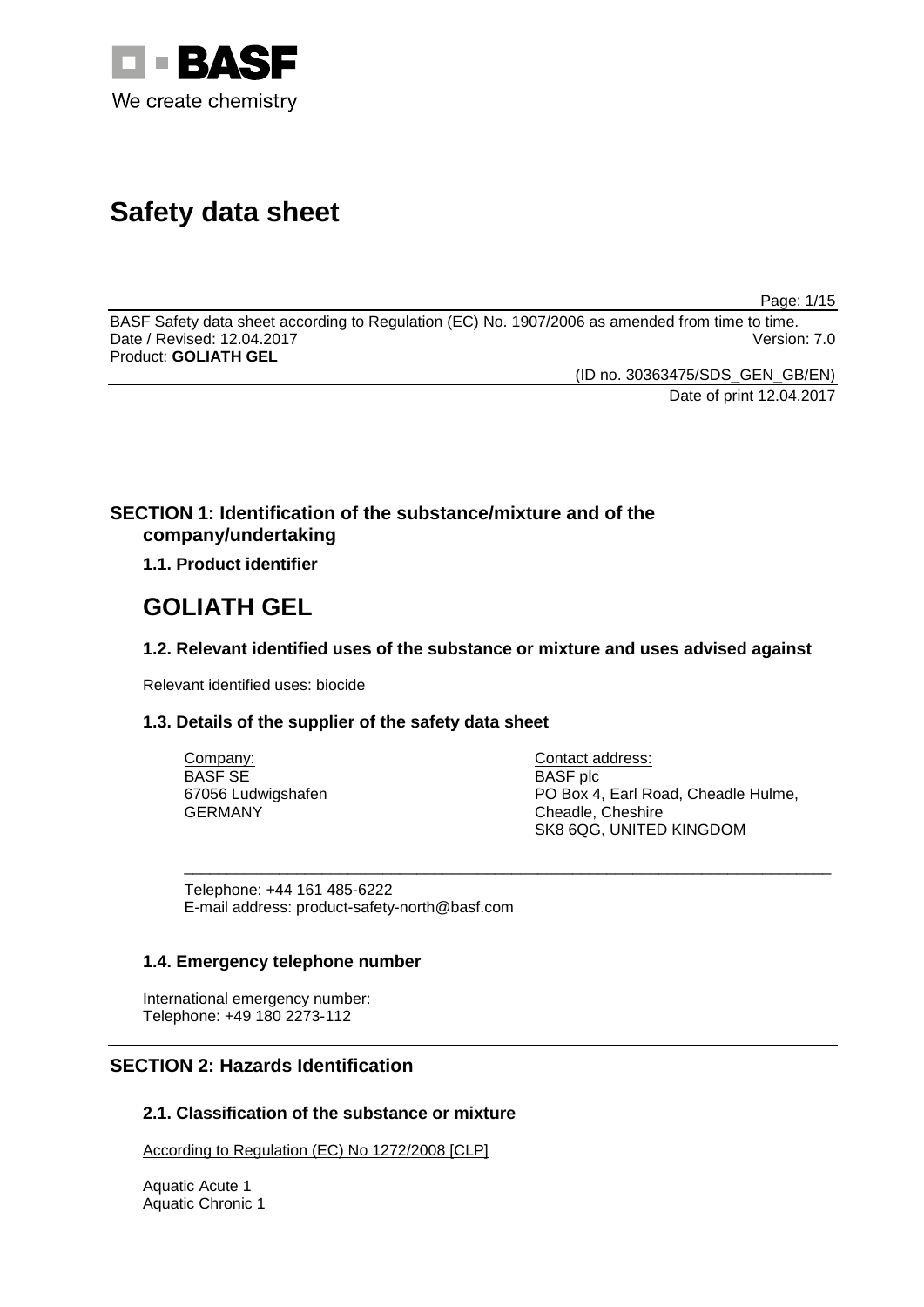BASF

We create chemistry

# Safety data sheet

BASF Safety data sheet according to Regulation (EC) No. 1907/2006 as amended from time to time.
Date / Revised: 12.04.2017 Version: 7.0
Product: **GOLIATH GEL**

(ID no. 30363475/SDS_GEN_GB/EN)
Date of print 12.04.2017

## SECTION 1: Identification of the substance/mixture and of the company/undertaking

### 1.1. Product identifier

# GOLIATH GEL

### 1.2. Relevant identified uses of the substance or mixture and uses advised against

Relevant identified uses: biocide

### 1.3. Details of the supplier of the safety data sheet

Company:
BASF SE
67056 Ludwigshafen
GERMANY

Contact address:
BASF plc
PO Box 4, Earl Road, Cheadle Hulme,
Cheadle, Cheshire
SK8 6QG, UNITED KINGDOM

Telephone: +44 161 485-6222
E-mail address: product-safety-north@basf.com

### 1.4. Emergency telephone number

International emergency number:
Telephone: +49 180 2273-112

## SECTION 2: Hazards Identification

### 2.1. Classification of the substance or mixture

According to Regulation (EC) No 1272/2008 [CLP]

Aquatic Acute 1
Aquatic Chronic 1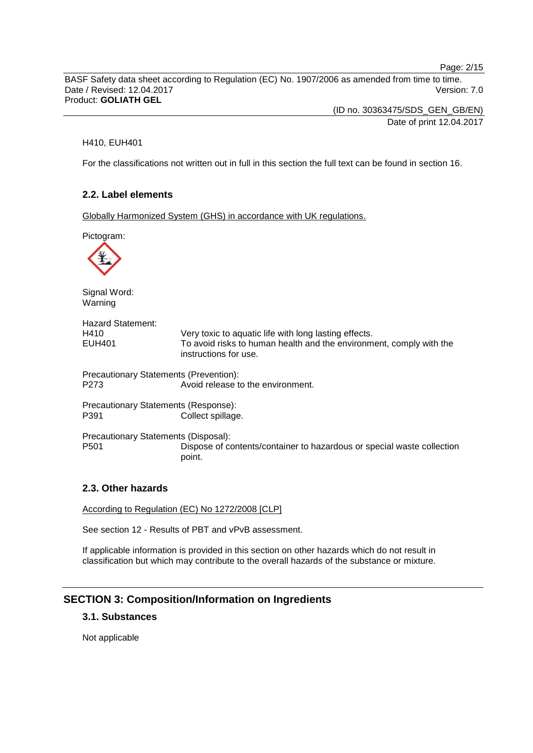H410, EUH401

For the classifications not written out in full in this section the full text can be found in section 16.

### 2.2. Label elements

Globally Harmonized System (GHS) in accordance with UK regulations.

Pictogram:

Signal Word:
Warning

Hazard Statement:

| | |
|---|---|
| H410 | Very toxic to aquatic life with long lasting effects. |
| EUH401 | To avoid risks to human health and the environment, comply with the instructions for use. |

Precautionary Statements (Prevention):

| | |
|---|---|
| P273 | Avoid release to the environment. |

Precautionary Statements (Response):

| | |
|---|---|
| P391 | Collect spillage. |

Precautionary Statements (Disposal):

| | |
|---|---|
| P501 | Dispose of contents/container to hazardous or special waste collection point. |

### 2.3. Other hazards

According to Regulation (EC) No 1272/2008 [CLP]

See section 12 - Results of PBT and vPvB assessment.

If applicable information is provided in this section on other hazards which do not result in classification but which may contribute to the overall hazards of the substance or mixture.

## SECTION 3: Composition/Information on Ingredients

### 3.1. Substances

Not applicable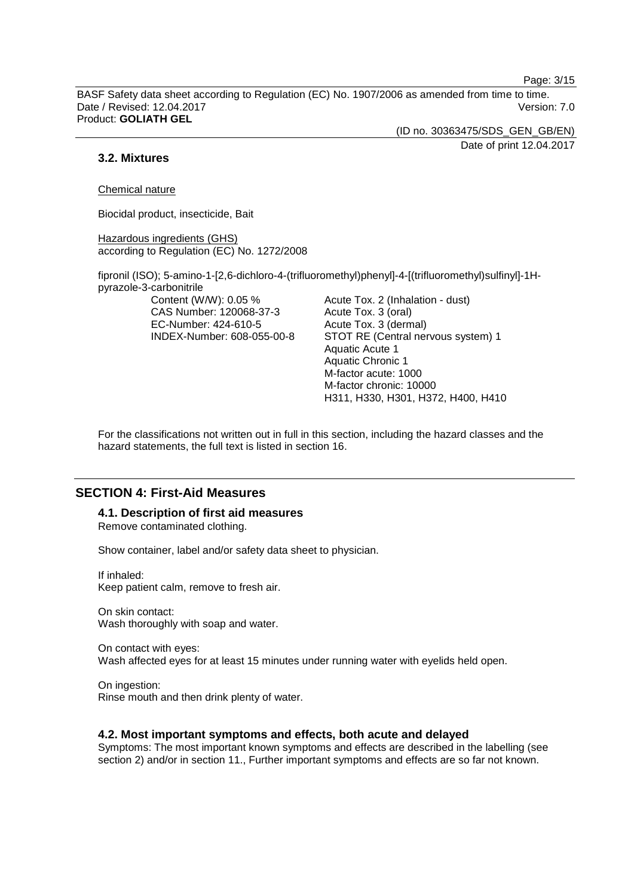### 3.2. Mixtures

Chemical nature

Biocidal product, insecticide, Bait

Hazardous ingredients (GHS)
according to Regulation (EC) No. 1272/2008

fipronil (ISO); 5-amino-1-[2,6-dichloro-4-(trifluoromethyl)phenyl]-4-[(trifluoromethyl)sulfinyl]-1H-pyrazole-3-carbonitrile

| | |
|---|---|
| Content (W/W): 0.05 % | Acute Tox. 2 (Inhalation - dust) |
| CAS Number: 120068-37-3 | Acute Tox. 3 (oral) |
| EC-Number: 424-610-5 | Acute Tox. 3 (dermal) |
| INDEX-Number: 608-055-00-8 | STOT RE (Central nervous system) 1 |
| | Aquatic Acute 1 |
| | Aquatic Chronic 1 |
| | M-factor acute: 1000 |
| | M-factor chronic: 10000 |
| | H311, H330, H301, H372, H400, H410 |

For the classifications not written out in full in this section, including the hazard classes and the hazard statements, the full text is listed in section 16.

## SECTION 4: First-Aid Measures

### 4.1. Description of first aid measures

Remove contaminated clothing.

Show container, label and/or safety data sheet to physician.

If inhaled:
Keep patient calm, remove to fresh air.

On skin contact:
Wash thoroughly with soap and water.

On contact with eyes:
Wash affected eyes for at least 15 minutes under running water with eyelids held open.

On ingestion:
Rinse mouth and then drink plenty of water.

### 4.2. Most important symptoms and effects, both acute and delayed

Symptoms: The most important known symptoms and effects are described in the labelling (see section 2) and/or in section 11., Further important symptoms and effects are so far not known.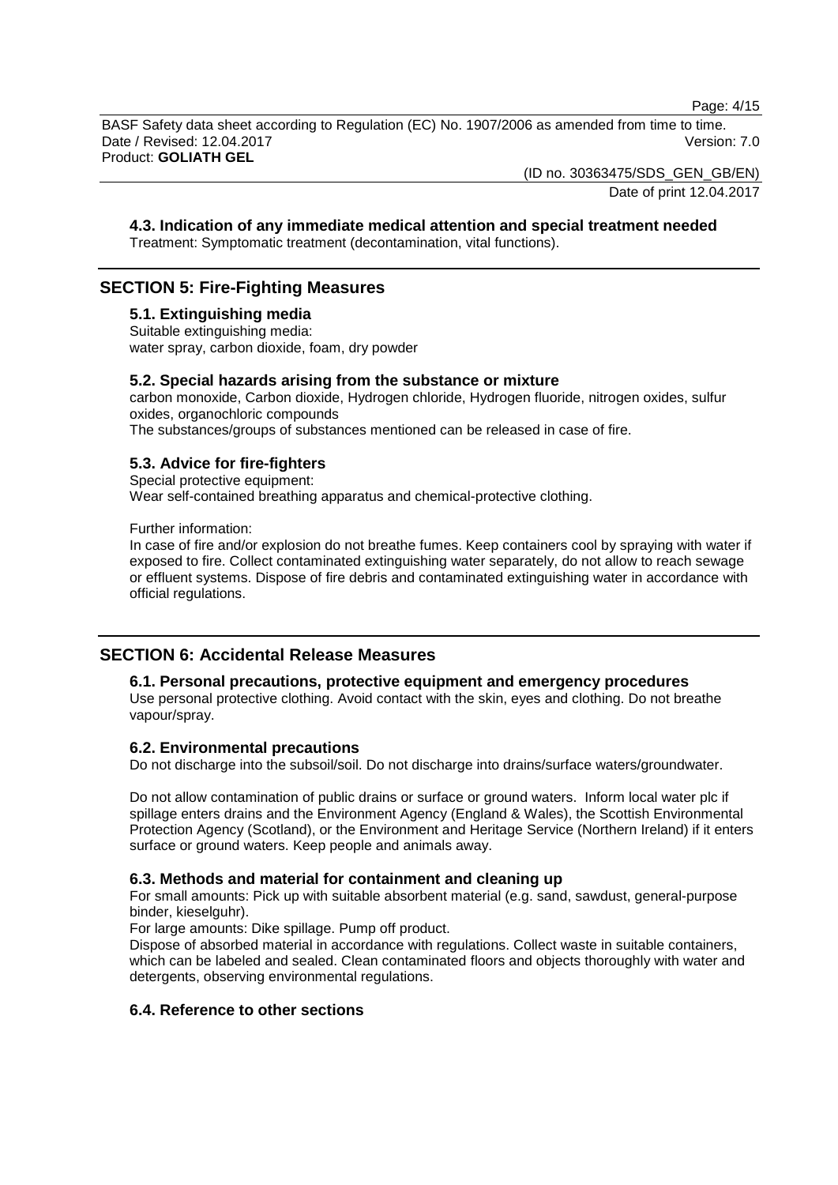### 4.3. Indication of any immediate medical attention and special treatment needed

Treatment: Symptomatic treatment (decontamination, vital functions).

## SECTION 5: Fire-Fighting Measures

### 5.1. Extinguishing media

Suitable extinguishing media:
water spray, carbon dioxide, foam, dry powder

### 5.2. Special hazards arising from the substance or mixture

carbon monoxide, Carbon dioxide, Hydrogen chloride, Hydrogen fluoride, nitrogen oxides, sulfur oxides, organochloric compounds
The substances/groups of substances mentioned can be released in case of fire.

### 5.3. Advice for fire-fighters

Special protective equipment:
Wear self-contained breathing apparatus and chemical-protective clothing.

Further information:
In case of fire and/or explosion do not breathe fumes. Keep containers cool by spraying with water if exposed to fire. Collect contaminated extinguishing water separately, do not allow to reach sewage or effluent systems. Dispose of fire debris and contaminated extinguishing water in accordance with official regulations.

## SECTION 6: Accidental Release Measures

### 6.1. Personal precautions, protective equipment and emergency procedures

Use personal protective clothing. Avoid contact with the skin, eyes and clothing. Do not breathe vapour/spray.

### 6.2. Environmental precautions

Do not discharge into the subsoil/soil. Do not discharge into drains/surface waters/groundwater.

Do not allow contamination of public drains or surface or ground waters. Inform local water plc if spillage enters drains and the Environment Agency (England & Wales), the Scottish Environmental Protection Agency (Scotland), or the Environment and Heritage Service (Northern Ireland) if it enters surface or ground waters. Keep people and animals away.

### 6.3. Methods and material for containment and cleaning up

For small amounts: Pick up with suitable absorbent material (e.g. sand, sawdust, general-purpose binder, kieselguhr).
For large amounts: Dike spillage. Pump off product.
Dispose of absorbed material in accordance with regulations. Collect waste in suitable containers, which can be labeled and sealed. Clean contaminated floors and objects thoroughly with water and detergents, observing environmental regulations.

### 6.4. Reference to other sections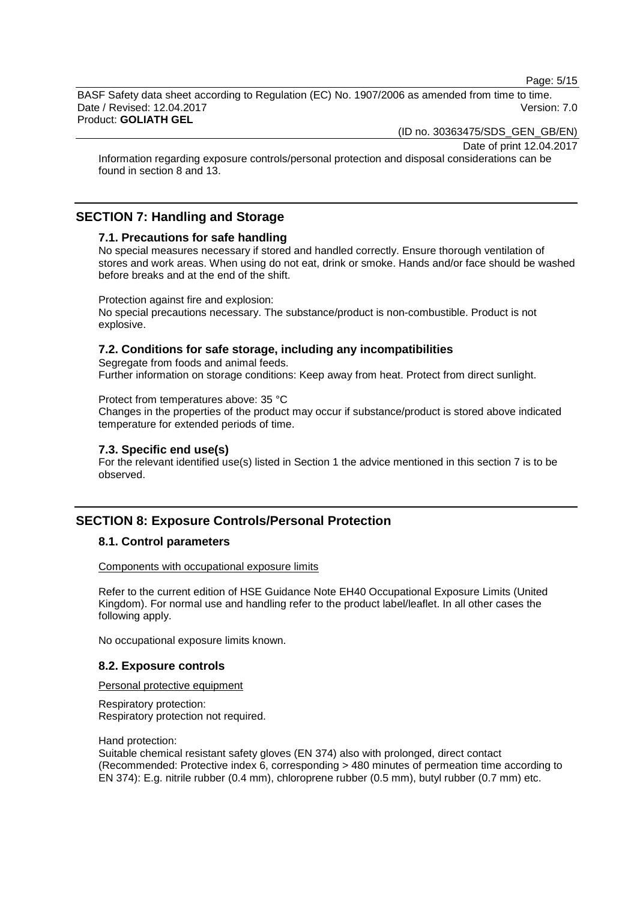Information regarding exposure controls/personal protection and disposal considerations can be found in section 8 and 13.

## SECTION 7: Handling and Storage

### 7.1. Precautions for safe handling

No special measures necessary if stored and handled correctly. Ensure thorough ventilation of stores and work areas. When using do not eat, drink or smoke. Hands and/or face should be washed before breaks and at the end of the shift.

Protection against fire and explosion:
No special precautions necessary. The substance/product is non-combustible. Product is not explosive.

### 7.2. Conditions for safe storage, including any incompatibilities

Segregate from foods and animal feeds.
Further information on storage conditions: Keep away from heat. Protect from direct sunlight.

Protect from temperatures above: 35 °C
Changes in the properties of the product may occur if substance/product is stored above indicated temperature for extended periods of time.

### 7.3. Specific end use(s)

For the relevant identified use(s) listed in Section 1 the advice mentioned in this section 7 is to be observed.

## SECTION 8: Exposure Controls/Personal Protection

### 8.1. Control parameters

Components with occupational exposure limits

Refer to the current edition of HSE Guidance Note EH40 Occupational Exposure Limits (United Kingdom). For normal use and handling refer to the product label/leaflet. In all other cases the following apply.

No occupational exposure limits known.

### 8.2. Exposure controls

Personal protective equipment

Respiratory protection:
Respiratory protection not required.

Hand protection:
Suitable chemical resistant safety gloves (EN 374) also with prolonged, direct contact (Recommended: Protective index 6, corresponding > 480 minutes of permeation time according to EN 374): E.g. nitrile rubber (0.4 mm), chloroprene rubber (0.5 mm), butyl rubber (0.7 mm) etc.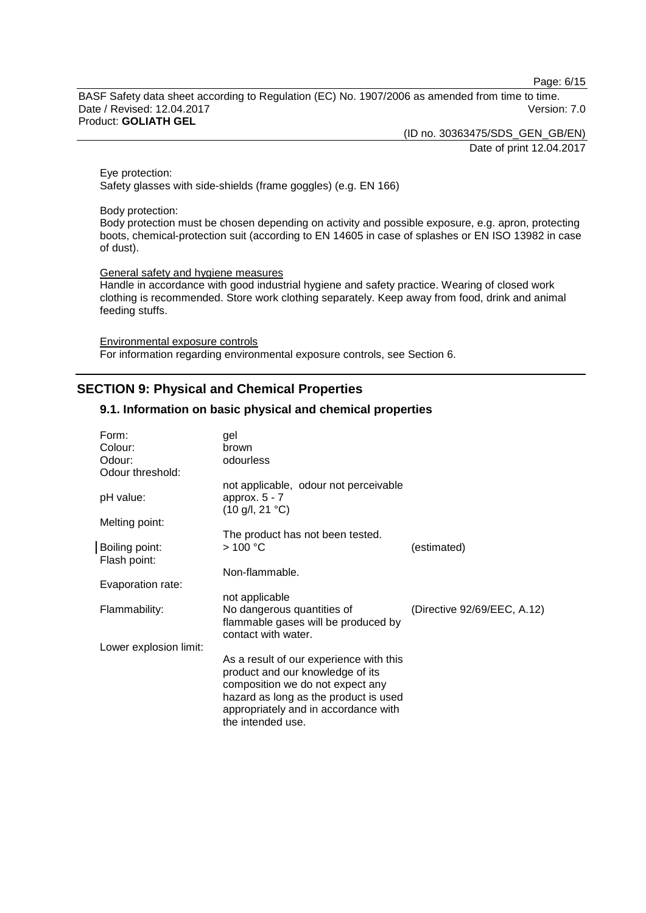Eye protection:
Safety glasses with side-shields (frame goggles) (e.g. EN 166)

Body protection:
Body protection must be chosen depending on activity and possible exposure, e.g. apron, protecting boots, chemical-protection suit (according to EN 14605 in case of splashes or EN ISO 13982 in case of dust).

General safety and hygiene measures
Handle in accordance with good industrial hygiene and safety practice. Wearing of closed work clothing is recommended. Store work clothing separately. Keep away from food, drink and animal feeding stuffs.

Environmental exposure controls
For information regarding environmental exposure controls, see Section 6.

## SECTION 9: Physical and Chemical Properties

### 9.1. Information on basic physical and chemical properties

| | | |
|---|---|---|
| Form: | gel | |
| Colour: | brown | |
| Odour: | odourless | |
| Odour threshold: | not applicable, odour not perceivable | |
| pH value: | approx. 5 - 7<br>(10 g/l, 21 °C) | |
| Melting point: | The product has not been tested. | |
| Boiling point: | > 100 °C | (estimated) |
| Flash point: | Non-flammable. | |
| Evaporation rate: | not applicable | |
| Flammability: | No dangerous quantities of flammable gases will be produced by contact with water. | (Directive 92/69/EEC, A.12) |
| Lower explosion limit: | As a result of our experience with this product and our knowledge of its composition we do not expect any hazard as long as the product is used appropriately and in accordance with the intended use. | |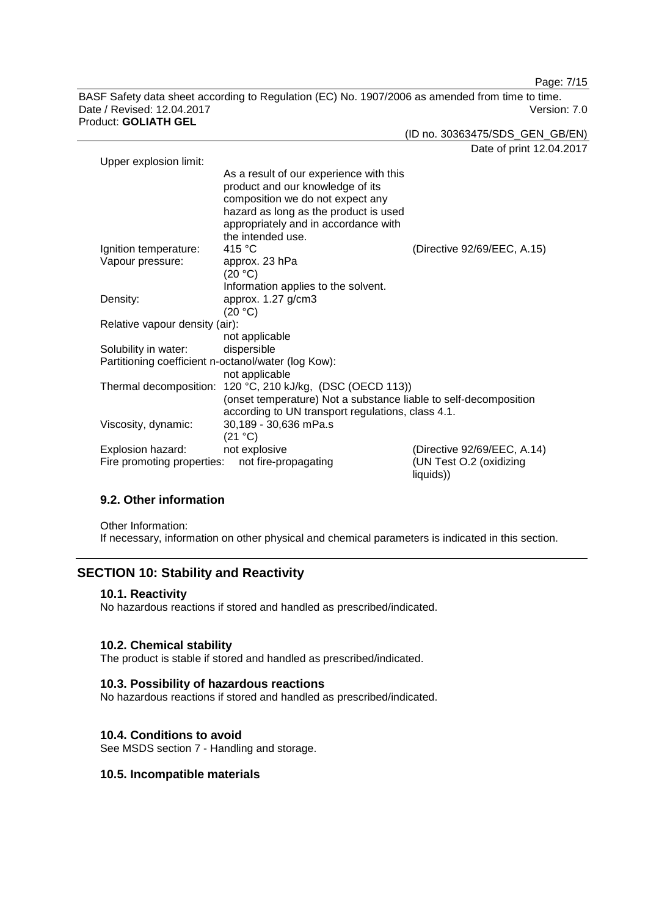Upper explosion limit:

As a result of our experience with this product and our knowledge of its composition we do not expect any hazard as long as the product is used appropriately and in accordance with the intended use.

| | | |
|---|---|---|
| Ignition temperature: | 415 °C | (Directive 92/69/EEC, A.15) |
| Vapour pressure: | approx. 23 hPa (20 °C) Information applies to the solvent. | |
| Density: | approx. 1.27 g/cm3 (20 °C) | |
| Relative vapour density (air): | not applicable | |
| Solubility in water: | dispersible | |
| Partitioning coefficient n-octanol/water (log Kow): | not applicable | |
| Thermal decomposition: | 120 °C, 210 kJ/kg, (DSC (OECD 113)) (onset temperature) Not a substance liable to self-decomposition according to UN transport regulations, class 4.1. | |
| Viscosity, dynamic: | 30,189 - 30,636 mPa.s (21 °C) | |
| Explosion hazard: | not explosive | (Directive 92/69/EEC, A.14) |
| Fire promoting properties: | not fire-propagating | (UN Test O.2 (oxidizing liquids)) |

### 9.2. Other information

Other Information:
If necessary, information on other physical and chemical parameters is indicated in this section.

## SECTION 10: Stability and Reactivity

### 10.1. Reactivity

No hazardous reactions if stored and handled as prescribed/indicated.

### 10.2. Chemical stability

The product is stable if stored and handled as prescribed/indicated.

### 10.3. Possibility of hazardous reactions

No hazardous reactions if stored and handled as prescribed/indicated.

### 10.4. Conditions to avoid

See MSDS section 7 - Handling and storage.

### 10.5. Incompatible materials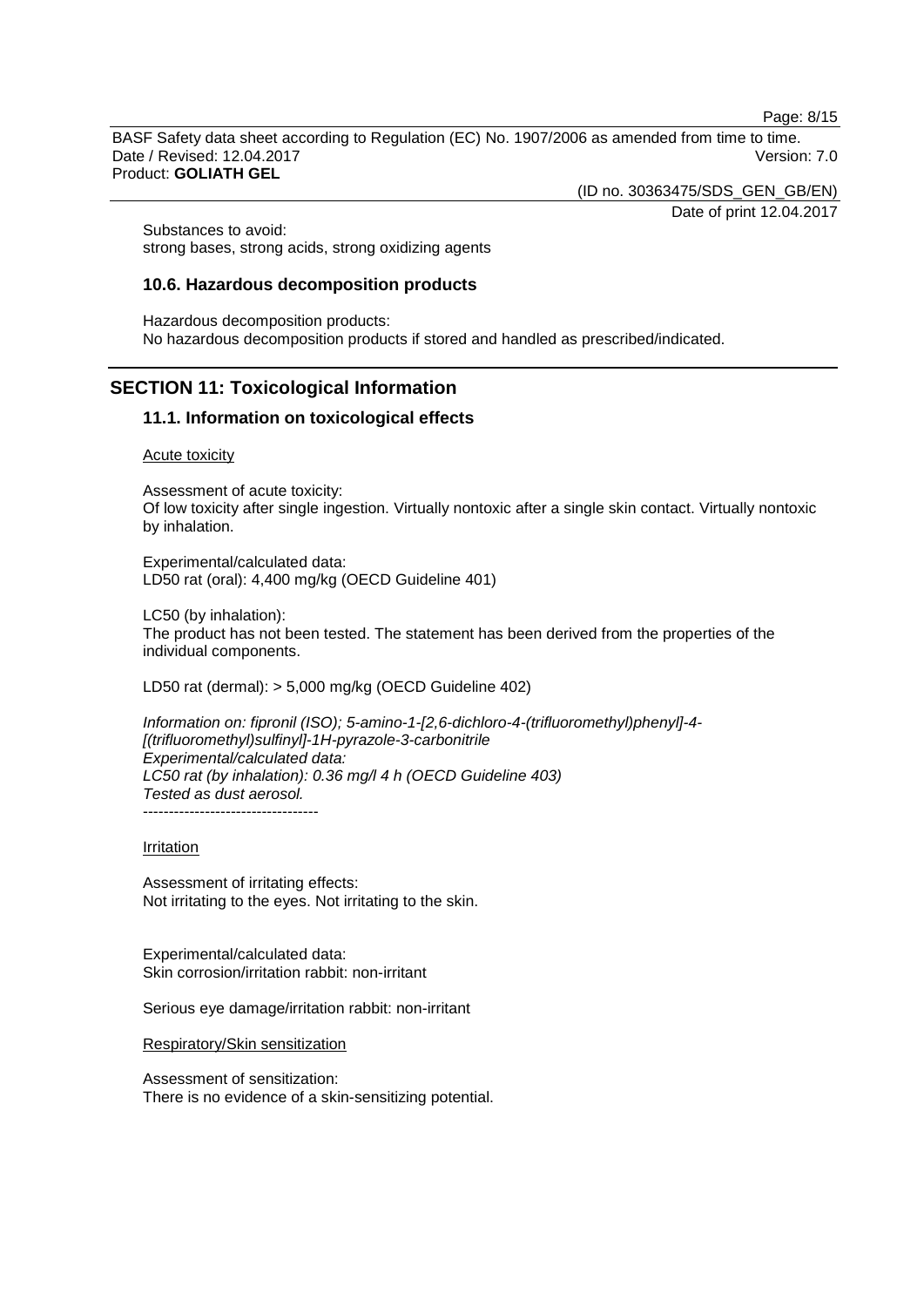Substances to avoid:
strong bases, strong acids, strong oxidizing agents

### 10.6. Hazardous decomposition products

Hazardous decomposition products:
No hazardous decomposition products if stored and handled as prescribed/indicated.

## SECTION 11: Toxicological Information

### 11.1. Information on toxicological effects

Acute toxicity

Assessment of acute toxicity:
Of low toxicity after single ingestion. Virtually nontoxic after a single skin contact. Virtually nontoxic by inhalation.

Experimental/calculated data:
LD50 rat (oral): 4,400 mg/kg (OECD Guideline 401)

LC50 (by inhalation):
The product has not been tested. The statement has been derived from the properties of the individual components.

LD50 rat (dermal): > 5,000 mg/kg (OECD Guideline 402)

*Information on: fipronil (ISO); 5-amino-1-[2,6-dichloro-4-(trifluoromethyl)phenyl]-4-[(trifluoromethyl)sulfinyl]-1H-pyrazole-3-carbonitrile*
*Experimental/calculated data:*
*LC50 rat (by inhalation): 0.36 mg/l 4 h (OECD Guideline 403)*
*Tested as dust aerosol.*
----------------------------------

Irritation

Assessment of irritating effects:
Not irritating to the eyes. Not irritating to the skin.

Experimental/calculated data:
Skin corrosion/irritation rabbit: non-irritant

Serious eye damage/irritation rabbit: non-irritant

Respiratory/Skin sensitization

Assessment of sensitization:
There is no evidence of a skin-sensitizing potential.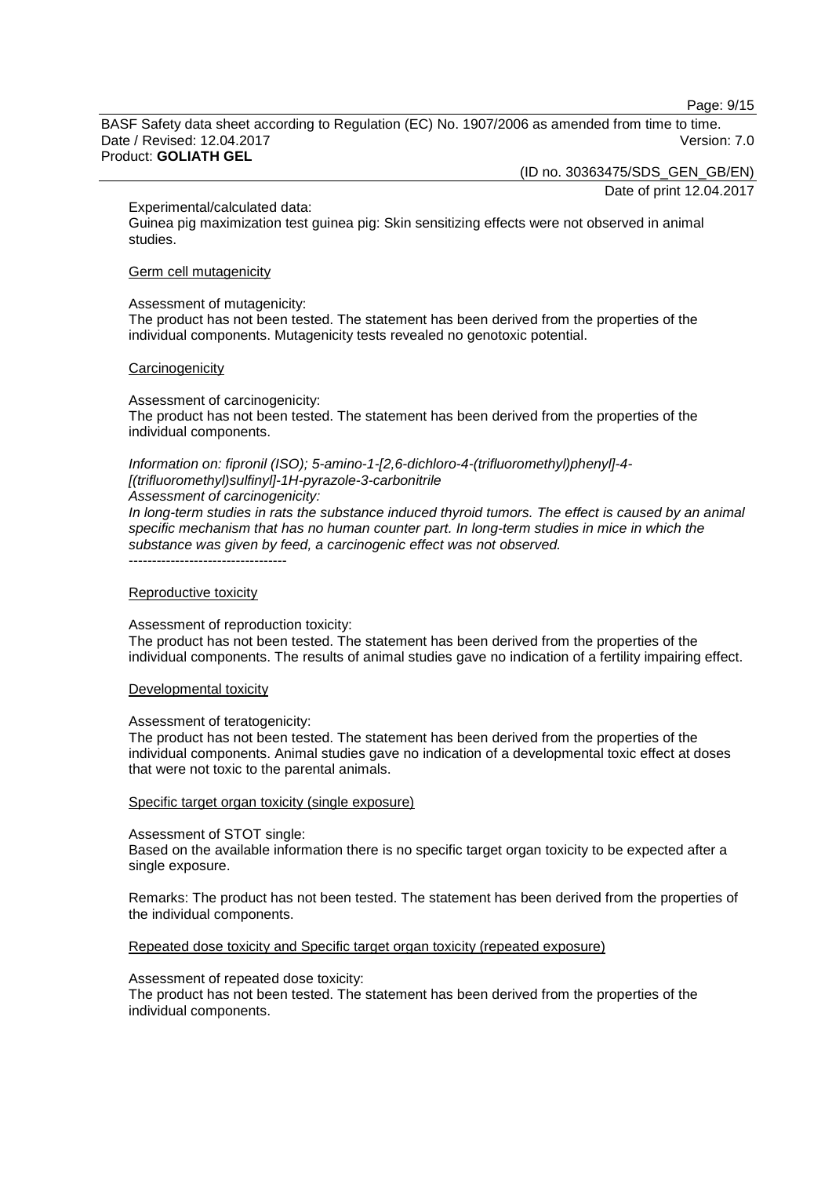Experimental/calculated data:
Guinea pig maximization test guinea pig: Skin sensitizing effects were not observed in animal studies.

Germ cell mutagenicity

Assessment of mutagenicity:
The product has not been tested. The statement has been derived from the properties of the individual components. Mutagenicity tests revealed no genotoxic potential.

Carcinogenicity

Assessment of carcinogenicity:
The product has not been tested. The statement has been derived from the properties of the individual components.

*Information on: fipronil (ISO); 5-amino-1-[2,6-dichloro-4-(trifluoromethyl)phenyl]-4-[(trifluoromethyl)sulfinyl]-1H-pyrazole-3-carbonitrile*
*Assessment of carcinogenicity:*
*In long-term studies in rats the substance induced thyroid tumors. The effect is caused by an animal specific mechanism that has no human counter part. In long-term studies in mice in which the substance was given by feed, a carcinogenic effect was not observed.*
----------------------------------

Reproductive toxicity

Assessment of reproduction toxicity:
The product has not been tested. The statement has been derived from the properties of the individual components. The results of animal studies gave no indication of a fertility impairing effect.

Developmental toxicity

Assessment of teratogenicity:
The product has not been tested. The statement has been derived from the properties of the individual components. Animal studies gave no indication of a developmental toxic effect at doses that were not toxic to the parental animals.

Specific target organ toxicity (single exposure)

Assessment of STOT single:
Based on the available information there is no specific target organ toxicity to be expected after a single exposure.

Remarks: The product has not been tested. The statement has been derived from the properties of the individual components.

Repeated dose toxicity and Specific target organ toxicity (repeated exposure)

Assessment of repeated dose toxicity:
The product has not been tested. The statement has been derived from the properties of the individual components.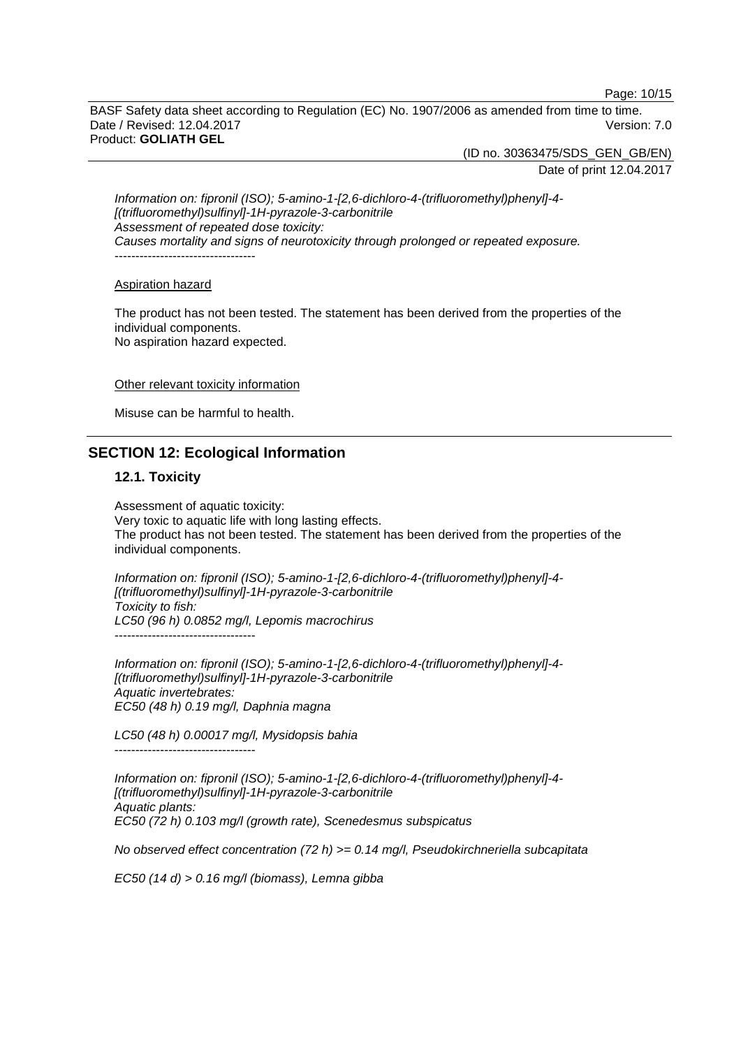*Information on: fipronil (ISO); 5-amino-1-[2,6-dichloro-4-(trifluoromethyl)phenyl]-4-[(trifluoromethyl)sulfinyl]-1H-pyrazole-3-carbonitrile*
*Assessment of repeated dose toxicity:*
*Causes mortality and signs of neurotoxicity through prolonged or repeated exposure.*
----------------------------------

Aspiration hazard

The product has not been tested. The statement has been derived from the properties of the individual components.
No aspiration hazard expected.

Other relevant toxicity information

Misuse can be harmful to health.

## SECTION 12: Ecological Information

### 12.1. Toxicity

Assessment of aquatic toxicity:
Very toxic to aquatic life with long lasting effects.
The product has not been tested. The statement has been derived from the properties of the individual components.

*Information on: fipronil (ISO); 5-amino-1-[2,6-dichloro-4-(trifluoromethyl)phenyl]-4-[(trifluoromethyl)sulfinyl]-1H-pyrazole-3-carbonitrile*
*Toxicity to fish:*
*LC50 (96 h) 0.0852 mg/l, Lepomis macrochirus*
----------------------------------

*Information on: fipronil (ISO); 5-amino-1-[2,6-dichloro-4-(trifluoromethyl)phenyl]-4-[(trifluoromethyl)sulfinyl]-1H-pyrazole-3-carbonitrile*
*Aquatic invertebrates:*
*EC50 (48 h) 0.19 mg/l, Daphnia magna*

*LC50 (48 h) 0.00017 mg/l, Mysidopsis bahia*
----------------------------------

*Information on: fipronil (ISO); 5-amino-1-[2,6-dichloro-4-(trifluoromethyl)phenyl]-4-[(trifluoromethyl)sulfinyl]-1H-pyrazole-3-carbonitrile*
*Aquatic plants:*
*EC50 (72 h) 0.103 mg/l (growth rate), Scenedesmus subspicatus*

*No observed effect concentration (72 h) >= 0.14 mg/l, Pseudokirchneriella subcapitata*

*EC50 (14 d) > 0.16 mg/l (biomass), Lemna gibba*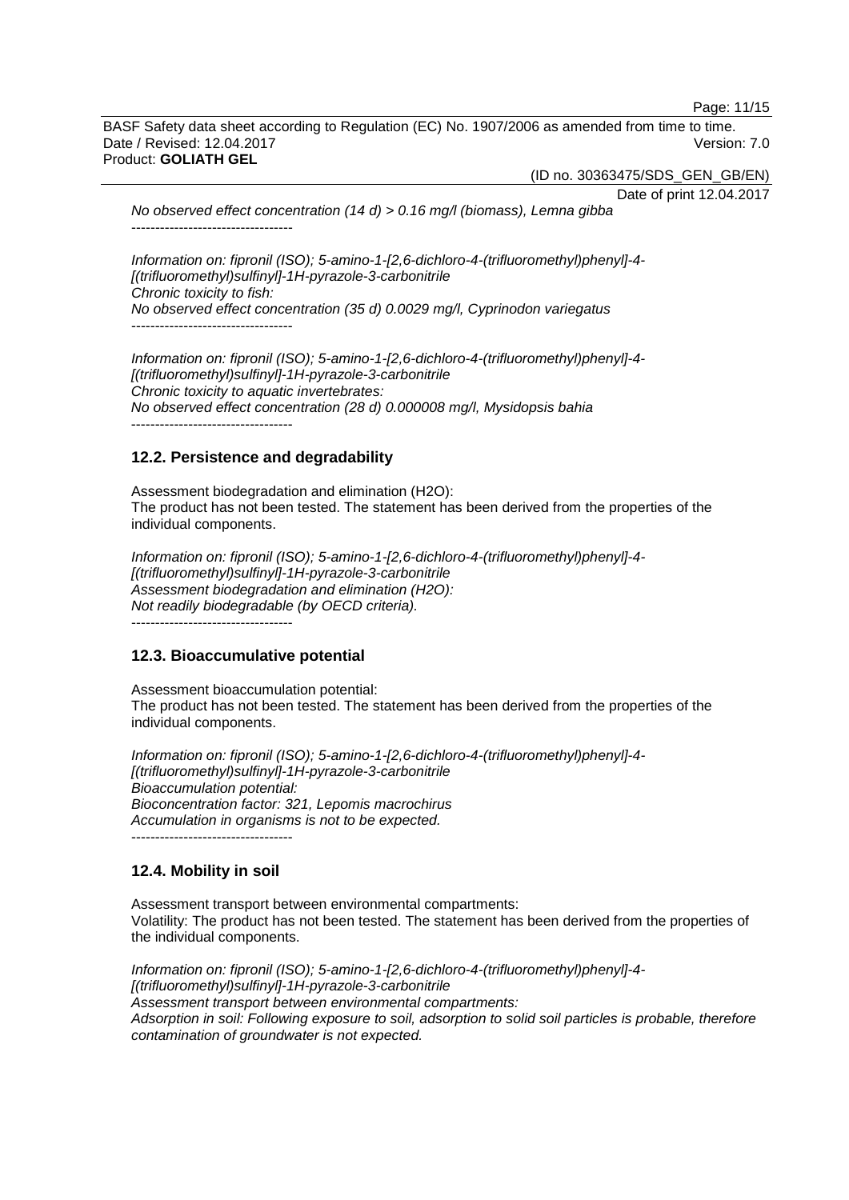*No observed effect concentration (14 d) > 0.16 mg/l (biomass), Lemna gibba*
----------------------------------

*Information on: fipronil (ISO); 5-amino-1-[2,6-dichloro-4-(trifluoromethyl)phenyl]-4-[(trifluoromethyl)sulfinyl]-1H-pyrazole-3-carbonitrile*
*Chronic toxicity to fish:*
*No observed effect concentration (35 d) 0.0029 mg/l, Cyprinodon variegatus*
----------------------------------

*Information on: fipronil (ISO); 5-amino-1-[2,6-dichloro-4-(trifluoromethyl)phenyl]-4-[(trifluoromethyl)sulfinyl]-1H-pyrazole-3-carbonitrile*
*Chronic toxicity to aquatic invertebrates:*
*No observed effect concentration (28 d) 0.000008 mg/l, Mysidopsis bahia*
----------------------------------

### 12.2. Persistence and degradability

Assessment biodegradation and elimination ($H_2O$):
The product has not been tested. The statement has been derived from the properties of the individual components.

*Information on: fipronil (ISO); 5-amino-1-[2,6-dichloro-4-(trifluoromethyl)phenyl]-4-[(trifluoromethyl)sulfinyl]-1H-pyrazole-3-carbonitrile*
*Assessment biodegradation and elimination ($H_2O$):*
*Not readily biodegradable (by OECD criteria).*
----------------------------------

### 12.3. Bioaccumulative potential

Assessment bioaccumulation potential:
The product has not been tested. The statement has been derived from the properties of the individual components.

*Information on: fipronil (ISO); 5-amino-1-[2,6-dichloro-4-(trifluoromethyl)phenyl]-4-[(trifluoromethyl)sulfinyl]-1H-pyrazole-3-carbonitrile*
*Bioaccumulation potential:*
*Bioconcentration factor: 321, Lepomis macrochirus*
*Accumulation in organisms is not to be expected.*
----------------------------------

### 12.4. Mobility in soil

Assessment transport between environmental compartments:
Volatility: The product has not been tested. The statement has been derived from the properties of the individual components.

*Information on: fipronil (ISO); 5-amino-1-[2,6-dichloro-4-(trifluoromethyl)phenyl]-4-[(trifluoromethyl)sulfinyl]-1H-pyrazole-3-carbonitrile*
*Assessment transport between environmental compartments:*
*Adsorption in soil: Following exposure to soil, adsorption to solid soil particles is probable, therefore contamination of groundwater is not expected.*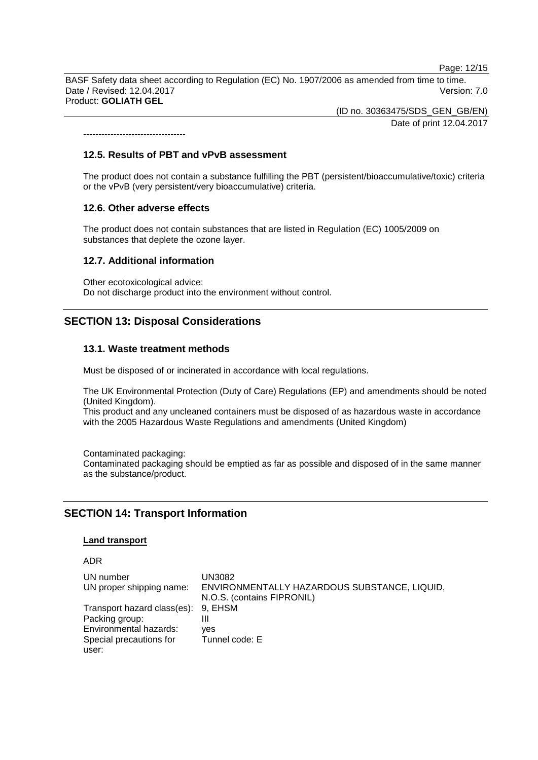----------------------------------

### 12.5. Results of PBT and vPvB assessment

The product does not contain a substance fulfilling the PBT (persistent/bioaccumulative/toxic) criteria or the vPvB (very persistent/very bioaccumulative) criteria.

### 12.6. Other adverse effects

The product does not contain substances that are listed in Regulation (EC) 1005/2009 on substances that deplete the ozone layer.

### 12.7. Additional information

Other ecotoxicological advice:
Do not discharge product into the environment without control.

## SECTION 13: Disposal Considerations

### 13.1. Waste treatment methods

Must be disposed of or incinerated in accordance with local regulations.

The UK Environmental Protection (Duty of Care) Regulations (EP) and amendments should be noted (United Kingdom).
This product and any uncleaned containers must be disposed of as hazardous waste in accordance with the 2005 Hazardous Waste Regulations and amendments (United Kingdom)

Contaminated packaging:
Contaminated packaging should be emptied as far as possible and disposed of in the same manner as the substance/product.

## SECTION 14: Transport Information

**Land transport**

ADR

| | |
|---|---|
| UN number | UN3082 |
| UN proper shipping name: | ENVIRONMENTALLY HAZARDOUS SUBSTANCE, LIQUID, N.O.S. (contains FIPRONIL) |
| Transport hazard class(es): | 9, EHSM |
| Packing group: | III |
| Environmental hazards: | yes |
| Special precautions for user: | Tunnel code: E |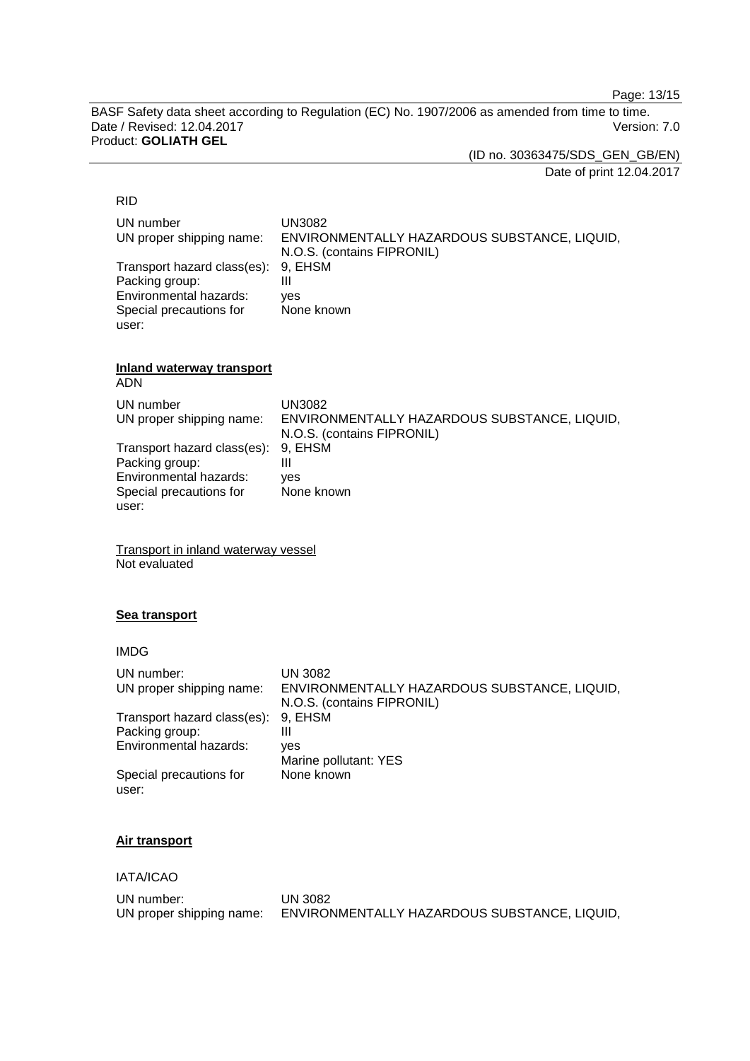RID

| | |
|---|---|
| UN number | UN3082 |
| UN proper shipping name: | ENVIRONMENTALLY HAZARDOUS SUBSTANCE, LIQUID, N.O.S. (contains FIPRONIL) |
| Transport hazard class(es): | 9, EHSM |
| Packing group: | III |
| Environmental hazards: | yes |
| Special precautions for user: | None known |

**Inland waterway transport**

ADN

| | |
|---|---|
| UN number | UN3082 |
| UN proper shipping name: | ENVIRONMENTALLY HAZARDOUS SUBSTANCE, LIQUID, N.O.S. (contains FIPRONIL) |
| Transport hazard class(es): | 9, EHSM |
| Packing group: | III |
| Environmental hazards: | yes |
| Special precautions for user: | None known |

Transport in inland waterway vessel

Not evaluated

**Sea transport**

IMDG

| | |
|---|---|
| UN number: | UN 3082 |
| UN proper shipping name: | ENVIRONMENTALLY HAZARDOUS SUBSTANCE, LIQUID, N.O.S. (contains FIPRONIL) |
| Transport hazard class(es): | 9, EHSM |
| Packing group: | III |
| Environmental hazards: | yes<br>Marine pollutant: YES |
| Special precautions for user: | None known |

**Air transport**

IATA/ICAO

| | |
|---|---|
| UN number: | UN 3082 |
| UN proper shipping name: | ENVIRONMENTALLY HAZARDOUS SUBSTANCE, LIQUID, |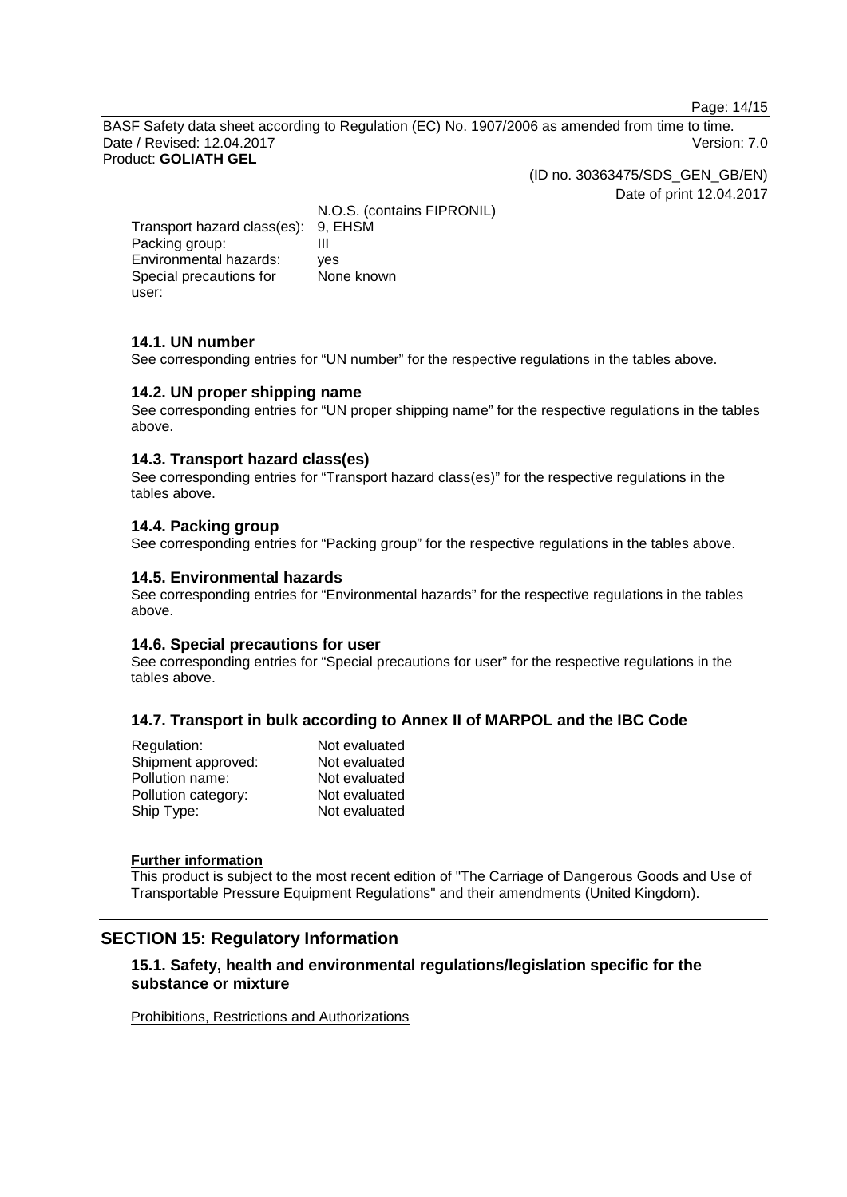| | |
|---|---|
| | N.O.S. (contains FIPRONIL) |
| Transport hazard class(es): | 9, EHSM |
| Packing group: | III |
| Environmental hazards: | yes |
| Special precautions for user: | None known |

### 14.1. UN number

See corresponding entries for "UN number" for the respective regulations in the tables above.

### 14.2. UN proper shipping name

See corresponding entries for "UN proper shipping name" for the respective regulations in the tables above.

### 14.3. Transport hazard class(es)

See corresponding entries for "Transport hazard class(es)" for the respective regulations in the tables above.

### 14.4. Packing group

See corresponding entries for "Packing group" for the respective regulations in the tables above.

### 14.5. Environmental hazards

See corresponding entries for "Environmental hazards" for the respective regulations in the tables above.

### 14.6. Special precautions for user

See corresponding entries for "Special precautions for user" for the respective regulations in the tables above.

### 14.7. Transport in bulk according to Annex II of MARPOL and the IBC Code

| | |
|---|---|
| Regulation: | Not evaluated |
| Shipment approved: | Not evaluated |
| Pollution name: | Not evaluated |
| Pollution category: | Not evaluated |
| Ship Type: | Not evaluated |

**Further information**

This product is subject to the most recent edition of "The Carriage of Dangerous Goods and Use of Transportable Pressure Equipment Regulations" and their amendments (United Kingdom).

## SECTION 15: Regulatory Information

### 15.1. Safety, health and environmental regulations/legislation specific for the substance or mixture

Prohibitions, Restrictions and Authorizations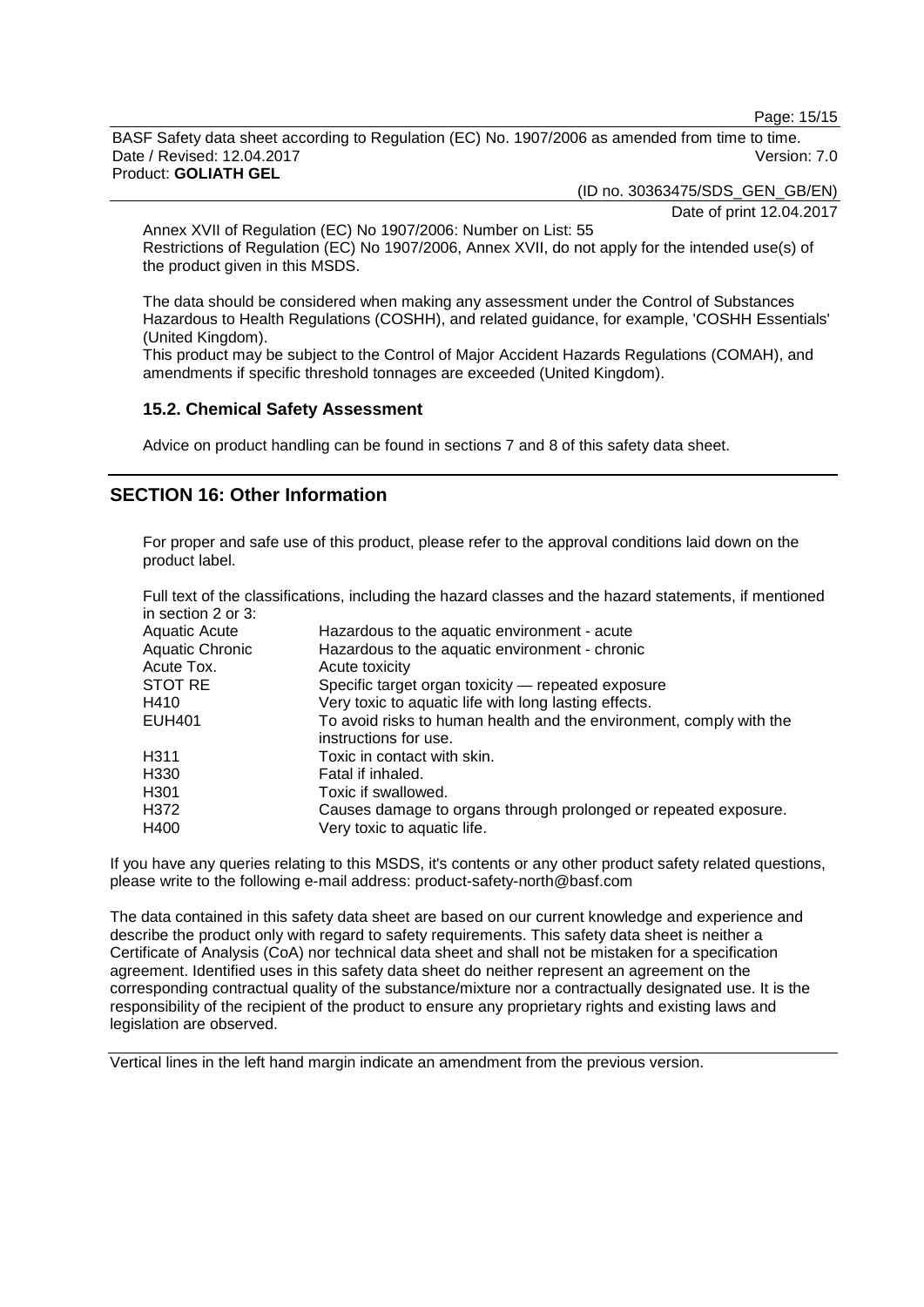Annex XVII of Regulation (EC) No 1907/2006: Number on List: 55
Restrictions of Regulation (EC) No 1907/2006, Annex XVII, do not apply for the intended use(s) of the product given in this MSDS.

The data should be considered when making any assessment under the Control of Substances Hazardous to Health Regulations (COSHH), and related guidance, for example, 'COSHH Essentials' (United Kingdom).
This product may be subject to the Control of Major Accident Hazards Regulations (COMAH), and amendments if specific threshold tonnages are exceeded (United Kingdom).

### 15.2. Chemical Safety Assessment

Advice on product handling can be found in sections 7 and 8 of this safety data sheet.

## SECTION 16: Other Information

For proper and safe use of this product, please refer to the approval conditions laid down on the product label.

Full text of the classifications, including the hazard classes and the hazard statements, if mentioned in section 2 or 3:

| | |
|---|---|
| Aquatic Acute | Hazardous to the aquatic environment - acute |
| Aquatic Chronic | Hazardous to the aquatic environment - chronic |
| Acute Tox. | Acute toxicity |
| STOT RE | Specific target organ toxicity — repeated exposure |
| H410 | Very toxic to aquatic life with long lasting effects. |
| EUH401 | To avoid risks to human health and the environment, comply with the instructions for use. |
| H311 | Toxic in contact with skin. |
| H330 | Fatal if inhaled. |
| H301 | Toxic if swallowed. |
| H372 | Causes damage to organs through prolonged or repeated exposure. |
| H400 | Very toxic to aquatic life. |

If you have any queries relating to this MSDS, it's contents or any other product safety related questions, please write to the following e-mail address: product-safety-north@basf.com

The data contained in this safety data sheet are based on our current knowledge and experience and describe the product only with regard to safety requirements. This safety data sheet is neither a Certificate of Analysis (CoA) nor technical data sheet and shall not be mistaken for a specification agreement. Identified uses in this safety data sheet do neither represent an agreement on the corresponding contractual quality of the substance/mixture nor a contractually designated use. It is the responsibility of the recipient of the product to ensure any proprietary rights and existing laws and legislation are observed.

Vertical lines in the left hand margin indicate an amendment from the previous version.